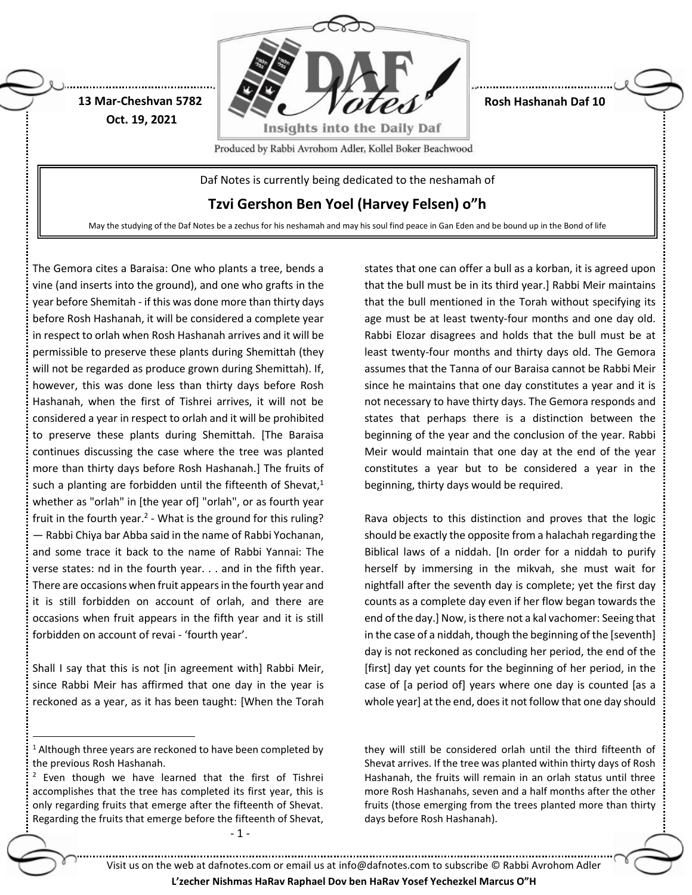13 Mar-Cheshvan 5782
Oct. 19, 2021

Rosh Hashanah Daf 10

Produced by Rabbi Avrohom Adler, Kollel Boker Beachwood

Daf Notes is currently being dedicated to the neshamah of

**Tzvi Gershon Ben Yoel (Harvey Felsen) o"h**

May the studying of the Daf Notes be a zechus for his neshamah and may his soul find peace in Gan Eden and be bound up in the Bond of life

The Gemora cites a Baraisa: One who plants a tree, bends a vine (and inserts into the ground), and one who grafts in the year before Shemitah - if this was done more than thirty days before Rosh Hashanah, it will be considered a complete year in respect to orlah when Rosh Hashanah arrives and it will be permissible to preserve these plants during Shemittah (they will not be regarded as produce grown during Shemittah). If, however, this was done less than thirty days before Rosh Hashanah, when the first of Tishrei arrives, it will not be considered a year in respect to orlah and it will be prohibited to preserve these plants during Shemittah. [The Baraisa continues discussing the case where the tree was planted more than thirty days before Rosh Hashanah.] The fruits of such a planting are forbidden until the fifteenth of Shevat,[1] whether as "orlah" in [the year of] "orlah", or as fourth year fruit in the fourth year.[2] - What is the ground for this ruling? — Rabbi Chiya bar Abba said in the name of Rabbi Yochanan, and some trace it back to the name of Rabbi Yannai: The verse states: nd in the fourth year. . . and in the fifth year. There are occasions when fruit appears in the fourth year and it is still forbidden on account of orlah, and there are occasions when fruit appears in the fifth year and it is still forbidden on account of revai - 'fourth year'.

Shall I say that this is not [in agreement with] Rabbi Meir, since Rabbi Meir has affirmed that one day in the year is reckoned as a year, as it has been taught: [When the Torah states that one can offer a bull as a korban, it is agreed upon that the bull must be in its third year.] Rabbi Meir maintains that the bull mentioned in the Torah without specifying its age must be at least twenty-four months and one day old. Rabbi Elozar disagrees and holds that the bull must be at least twenty-four months and thirty days old. The Gemora assumes that the Tanna of our Baraisa cannot be Rabbi Meir since he maintains that one day constitutes a year and it is not necessary to have thirty days. The Gemora responds and states that perhaps there is a distinction between the beginning of the year and the conclusion of the year. Rabbi Meir would maintain that one day at the end of the year constitutes a year but to be considered a year in the beginning, thirty days would be required.

Rava objects to this distinction and proves that the logic should be exactly the opposite from a halachah regarding the Biblical laws of a niddah. [In order for a niddah to purify herself by immersing in the mikvah, she must wait for nightfall after the seventh day is complete; yet the first day counts as a complete day even if her flow began towards the end of the day.] Now, is there not a kal vachomer: Seeing that in the case of a niddah, though the beginning of the [seventh] day is not reckoned as concluding her period, the end of the [first] day yet counts for the beginning of her period, in the case of [a period of] years where one day is counted [as a whole year] at the end, does it not follow that one day should

[1] Although three years are reckoned to have been completed by the previous Rosh Hashanah.

[2] Even though we have learned that the first of Tishrei accomplishes that the tree has completed its first year, this is only regarding fruits that emerge after the fifteenth of Shevat. Regarding the fruits that emerge before the fifteenth of Shevat, they will still be considered orlah until the third fifteenth of Shevat arrives. If the tree was planted within thirty days of Rosh Hashanah, the fruits will remain in an orlah status until three more Rosh Hashanahs, seven and a half months after the other fruits (those emerging from the trees planted more than thirty days before Rosh Hashanah).

Visit us on the web at dafnotes.com or email us at info@dafnotes.com to subscribe © Rabbi Avrohom Adler

**L'zecher Nishmas HaRav Raphael Dov ben HaRav Yosef Yechezkel Marcus O"H**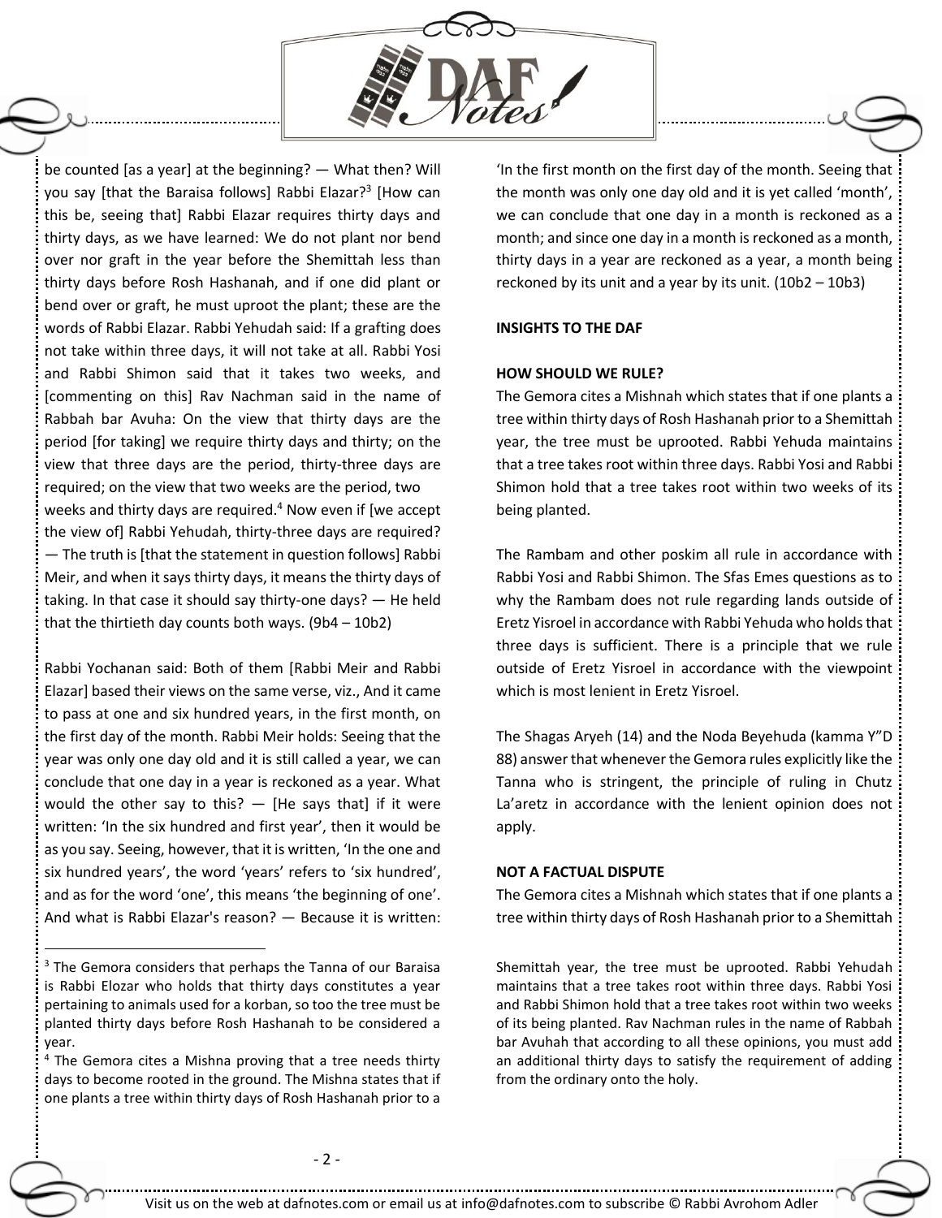be counted [as a year] at the beginning? — What then? Will you say [that the Baraisa follows] Rabbi Elazar?[3] [How can this be, seeing that] Rabbi Elazar requires thirty days and thirty days, as we have learned: We do not plant nor bend over nor graft in the year before the Shemittah less than thirty days before Rosh Hashanah, and if one did plant or bend over or graft, he must uproot the plant; these are the words of Rabbi Elazar. Rabbi Yehudah said: If a grafting does not take within three days, it will not take at all. Rabbi Yosi and Rabbi Shimon said that it takes two weeks, and [commenting on this] Rav Nachman said in the name of Rabbah bar Avuha: On the view that thirty days are the period [for taking] we require thirty days and thirty; on the view that three days are the period, thirty-three days are required; on the view that two weeks are the period, two weeks and thirty days are required.[4] Now even if [we accept the view of] Rabbi Yehudah, thirty-three days are required? — The truth is [that the statement in question follows] Rabbi Meir, and when it says thirty days, it means the thirty days of taking. In that case it should say thirty-one days? — He held that the thirtieth day counts both ways. (9b4 – 10b2)

Rabbi Yochanan said: Both of them [Rabbi Meir and Rabbi Elazar] based their views on the same verse, viz., And it came to pass at one and six hundred years, in the first month, on the first day of the month. Rabbi Meir holds: Seeing that the year was only one day old and it is still called a year, we can conclude that one day in a year is reckoned as a year. What would the other say to this? — [He says that] if it were written: 'In the six hundred and first year', then it would be as you say. Seeing, however, that it is written, 'In the one and six hundred years', the word 'years' refers to 'six hundred', and as for the word 'one', this means 'the beginning of one'. And what is Rabbi Elazar's reason? — Because it is written: 'In the first month on the first day of the month. Seeing that the month was only one day old and it is yet called 'month', we can conclude that one day in a month is reckoned as a month; and since one day in a month is reckoned as a month, thirty days in a year are reckoned as a year, a month being reckoned by its unit and a year by its unit. (10b2 – 10b3)

**INSIGHTS TO THE DAF**

**HOW SHOULD WE RULE?**

The Gemora cites a Mishnah which states that if one plants a tree within thirty days of Rosh Hashanah prior to a Shemittah year, the tree must be uprooted. Rabbi Yehuda maintains that a tree takes root within three days. Rabbi Yosi and Rabbi Shimon hold that a tree takes root within two weeks of its being planted.

The Rambam and other poskim all rule in accordance with Rabbi Yosi and Rabbi Shimon. The Sfas Emes questions as to why the Rambam does not rule regarding lands outside of Eretz Yisroel in accordance with Rabbi Yehuda who holds that three days is sufficient. There is a principle that we rule outside of Eretz Yisroel in accordance with the viewpoint which is most lenient in Eretz Yisroel.

The Shagas Aryeh (14) and the Noda Beyehuda (kamma Y"D 88) answer that whenever the Gemora rules explicitly like the Tanna who is stringent, the principle of ruling in Chutz La'aretz in accordance with the lenient opinion does not apply.

**NOT A FACTUAL DISPUTE**

The Gemora cites a Mishnah which states that if one plants a tree within thirty days of Rosh Hashanah prior to a Shemittah

---

[3] The Gemora considers that perhaps the Tanna of our Baraisa is Rabbi Elozar who holds that thirty days constitutes a year pertaining to animals used for a korban, so too the tree must be planted thirty days before Rosh Hashanah to be considered a year.

[4] The Gemora cites a Mishna proving that a tree needs thirty days to become rooted in the ground. The Mishna states that if one plants a tree within thirty days of Rosh Hashanah prior to a Shemittah year, the tree must be uprooted. Rabbi Yehudah maintains that a tree takes root within three days. Rabbi Yosi and Rabbi Shimon hold that a tree takes root within two weeks of its being planted. Rav Nachman rules in the name of Rabbah bar Avuhah that according to all these opinions, you must add an additional thirty days to satisfy the requirement of adding from the ordinary onto the holy.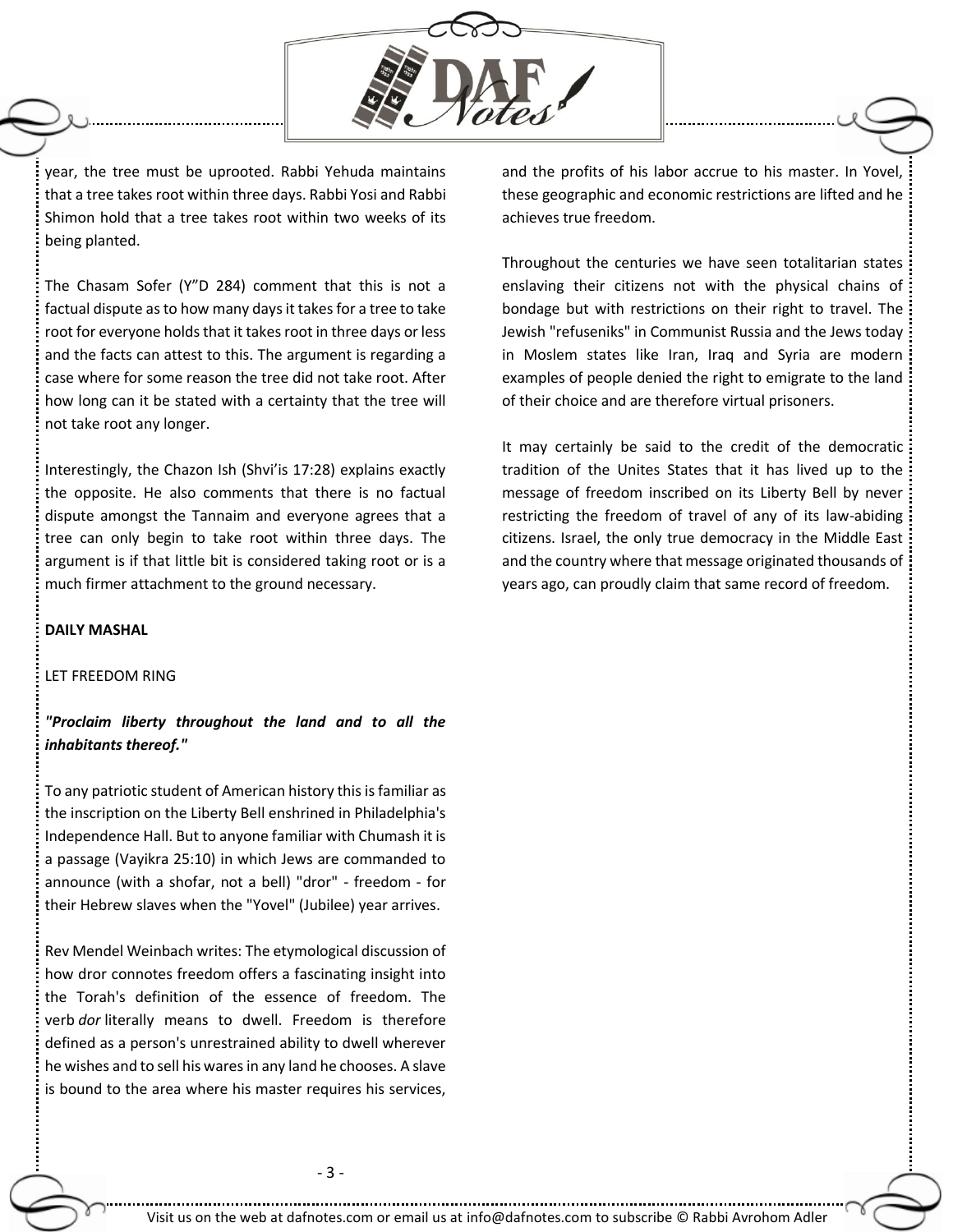year, the tree must be uprooted. Rabbi Yehuda maintains that a tree takes root within three days. Rabbi Yosi and Rabbi Shimon hold that a tree takes root within two weeks of its being planted.

The Chasam Sofer (Y"D 284) comment that this is not a factual dispute as to how many days it takes for a tree to take root for everyone holds that it takes root in three days or less and the facts can attest to this. The argument is regarding a case where for some reason the tree did not take root. After how long can it be stated with a certainty that the tree will not take root any longer.

Interestingly, the Chazon Ish (Shvi'is 17:28) explains exactly the opposite. He also comments that there is no factual dispute amongst the Tannaim and everyone agrees that a tree can only begin to take root within three days. The argument is if that little bit is considered taking root or is a much firmer attachment to the ground necessary.

**DAILY MASHAL**

LET FREEDOM RING

***"Proclaim liberty throughout the land and to all the inhabitants thereof."***

To any patriotic student of American history this is familiar as the inscription on the Liberty Bell enshrined in Philadelphia's Independence Hall. But to anyone familiar with Chumash it is a passage (Vayikra 25:10) in which Jews are commanded to announce (with a shofar, not a bell) "dror" - freedom - for their Hebrew slaves when the "Yovel" (Jubilee) year arrives.

Rev Mendel Weinbach writes: The etymological discussion of how dror connotes freedom offers a fascinating insight into the Torah's definition of the essence of freedom. The verb *dor* literally means to dwell. Freedom is therefore defined as a person's unrestrained ability to dwell wherever he wishes and to sell his wares in any land he chooses. A slave is bound to the area where his master requires his services, and the profits of his labor accrue to his master. In Yovel, these geographic and economic restrictions are lifted and he achieves true freedom.

Throughout the centuries we have seen totalitarian states enslaving their citizens not with the physical chains of bondage but with restrictions on their right to travel. The Jewish "refuseniks" in Communist Russia and the Jews today in Moslem states like Iran, Iraq and Syria are modern examples of people denied the right to emigrate to the land of their choice and are therefore virtual prisoners.

It may certainly be said to the credit of the democratic tradition of the Unites States that it has lived up to the message of freedom inscribed on its Liberty Bell by never restricting the freedom of travel of any of its law-abiding citizens. Israel, the only true democracy in the Middle East and the country where that message originated thousands of years ago, can proudly claim that same record of freedom.